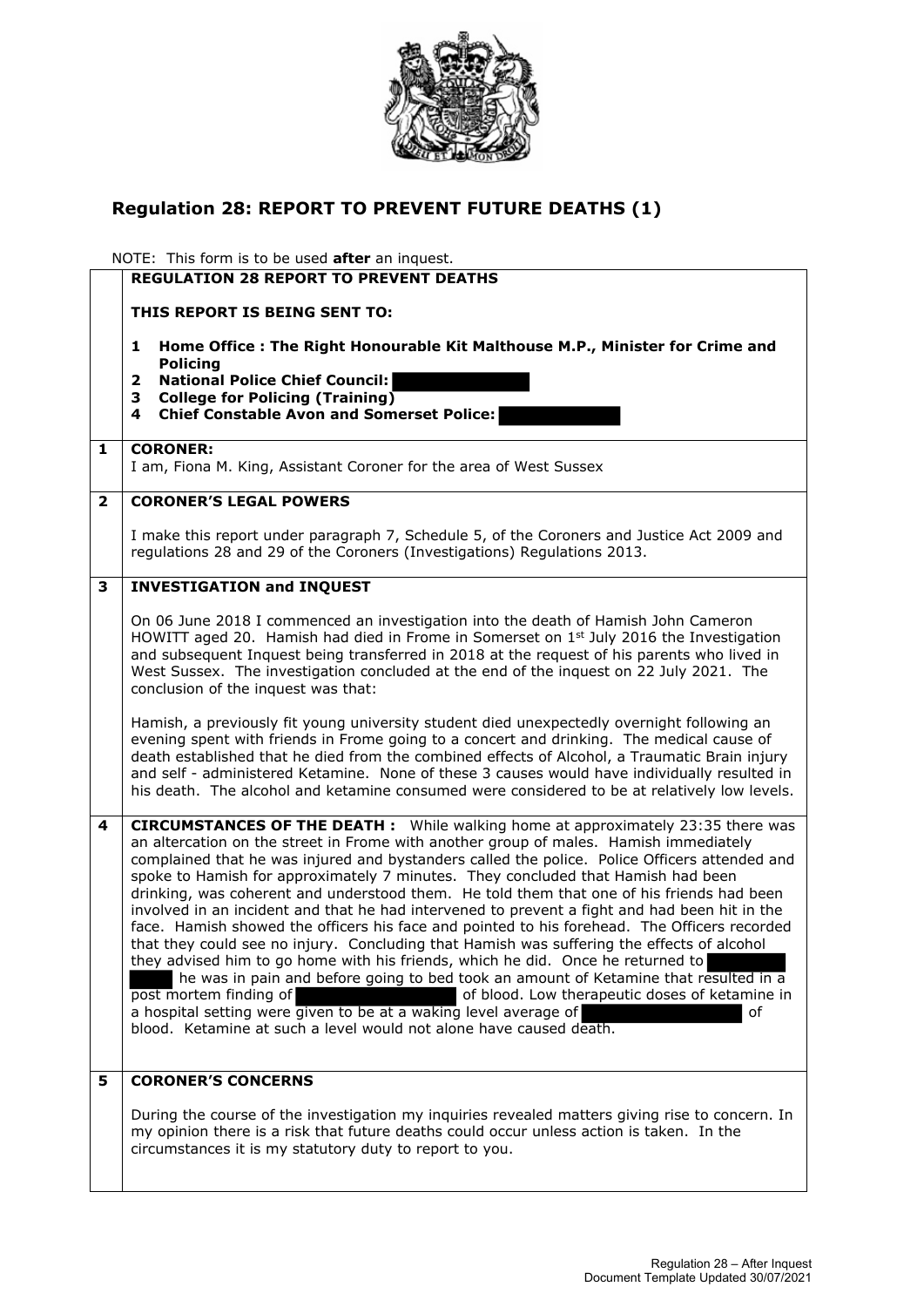# Regulation 28: REPORT TO PREVENT FUTURE DEATHS (1)

NOTE: This form is to be used **after** an inquest.

| | |
|---|---|
| | **REGULATION 28 REPORT TO PREVENT DEATHS**<br><br>**THIS REPORT IS BEING SENT TO:**<br><br>**1 Home Office : The Right Honourable Kit Malthouse M.P., Minister for Crime and Policing**<br>**2 National Police Chief Council:** █████<br>**3 College for Policing (Training)**<br>**4 Chief Constable Avon and Somerset Police:** █████ |
| **1** | **CORONER:**<br>I am, Fiona M. King, Assistant Coroner for the area of West Sussex |
| **2** | **CORONER'S LEGAL POWERS**<br><br>I make this report under paragraph 7, Schedule 5, of the Coroners and Justice Act 2009 and regulations 28 and 29 of the Coroners (Investigations) Regulations 2013. |
| **3** | **INVESTIGATION and INQUEST**<br><br>On 06 June 2018 I commenced an investigation into the death of Hamish John Cameron HOWITT aged 20. Hamish had died in Frome in Somerset on 1st July 2016 the Investigation and subsequent Inquest being transferred in 2018 at the request of his parents who lived in West Sussex. The investigation concluded at the end of the inquest on 22 July 2021. The conclusion of the inquest was that:<br><br>Hamish, a previously fit young university student died unexpectedly overnight following an evening spent with friends in Frome going to a concert and drinking. The medical cause of death established that he died from the combined effects of Alcohol, a Traumatic Brain injury and self - administered Ketamine. None of these 3 causes would have individually resulted in his death. The alcohol and ketamine consumed were considered to be at relatively low levels. |
| **4** | **CIRCUMSTANCES OF THE DEATH :** While walking home at approximately 23:35 there was an altercation on the street in Frome with another group of males. Hamish immediately complained that he was injured and bystanders called the police. Police Officers attended and spoke to Hamish for approximately 7 minutes. They concluded that Hamish had been drinking, was coherent and understood them. He told them that one of his friends had been involved in an incident and that he had intervened to prevent a fight and had been hit in the face. Hamish showed the officers his face and pointed to his forehead. The Officers recorded that they could see no injury. Concluding that Hamish was suffering the effects of alcohol they advised him to go home with his friends, which he did. Once he returned to █████ he was in pain and before going to bed took an amount of Ketamine that resulted in a post mortem finding of █████ of blood. Low therapeutic doses of ketamine in a hospital setting were given to be at a waking level average of █████ of blood. Ketamine at such a level would not alone have caused death. |
| **5** | **CORONER'S CONCERNS**<br><br>During the course of the investigation my inquiries revealed matters giving rise to concern. In my opinion there is a risk that future deaths could occur unless action is taken. In the circumstances it is my statutory duty to report to you. |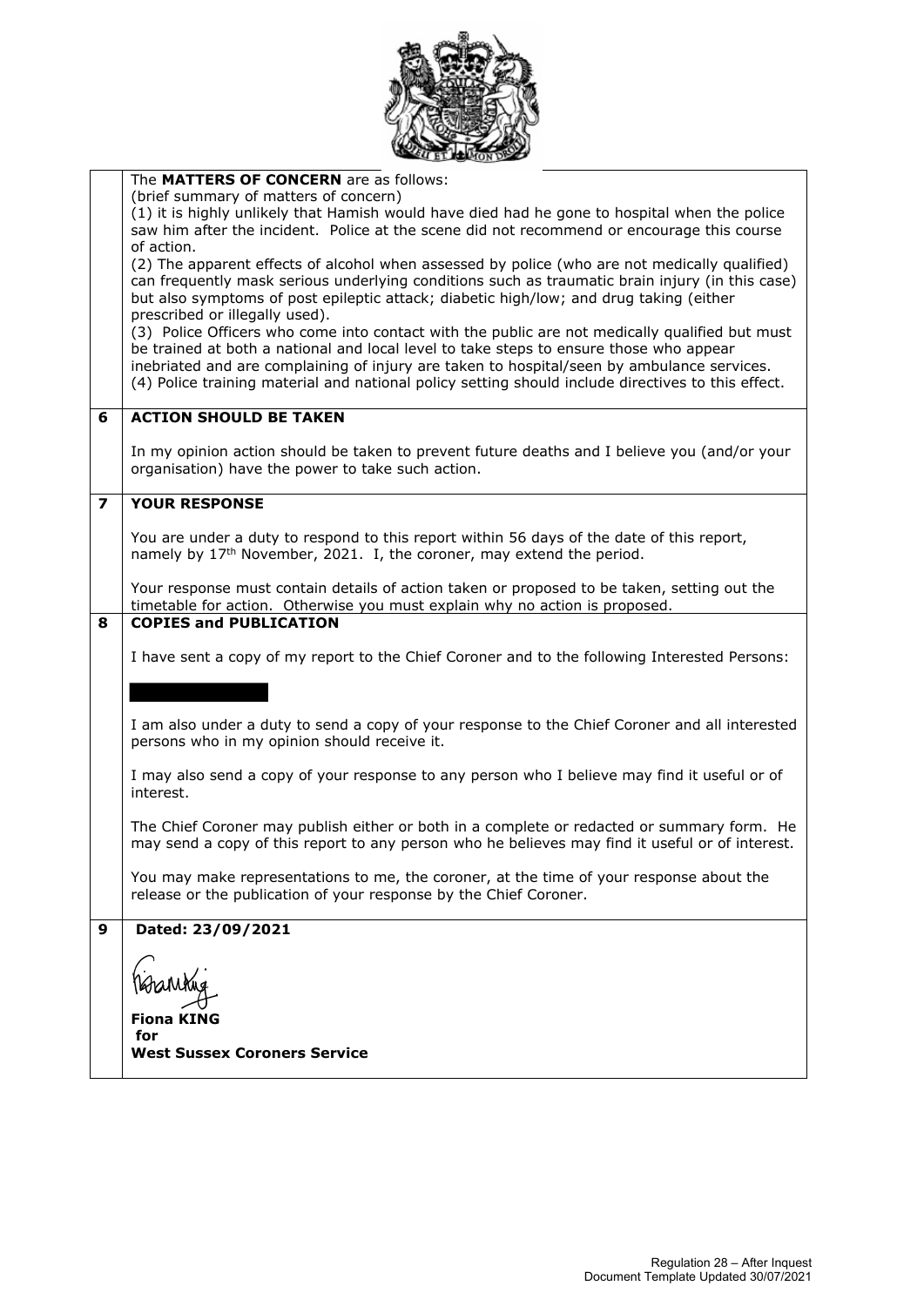The **MATTERS OF CONCERN** are as follows:

(brief summary of matters of concern)

(1) it is highly unlikely that Hamish would have died had he gone to hospital when the police saw him after the incident. Police at the scene did not recommend or encourage this course of action.

(2) The apparent effects of alcohol when assessed by police (who are not medically qualified) can frequently mask serious underlying conditions such as traumatic brain injury (in this case) but also symptoms of post epileptic attack; diabetic high/low; and drug taking (either prescribed or illegally used).

(3) Police Officers who come into contact with the public are not medically qualified but must be trained at both a national and local level to take steps to ensure those who appear inebriated and are complaining of injury are taken to hospital/seen by ambulance services.

(4) Police training material and national policy setting should include directives to this effect.

## 6 ACTION SHOULD BE TAKEN

In my opinion action should be taken to prevent future deaths and I believe you (and/or your organisation) have the power to take such action.

## 7 YOUR RESPONSE

You are under a duty to respond to this report within 56 days of the date of this report, namely by 17th November, 2021. I, the coroner, may extend the period.

Your response must contain details of action taken or proposed to be taken, setting out the timetable for action. Otherwise you must explain why no action is proposed.

## 8 COPIES and PUBLICATION

I have sent a copy of my report to the Chief Coroner and to the following Interested Persons:

I am also under a duty to send a copy of your response to the Chief Coroner and all interested persons who in my opinion should receive it.

I may also send a copy of your response to any person who I believe may find it useful or of interest.

The Chief Coroner may publish either or both in a complete or redacted or summary form. He may send a copy of this report to any person who he believes may find it useful or of interest.

You may make representations to me, the coroner, at the time of your response about the release or the publication of your response by the Chief Coroner.

## 9 Dated: 23/09/2021

**Fiona KING**
**for**
**West Sussex Coroners Service**